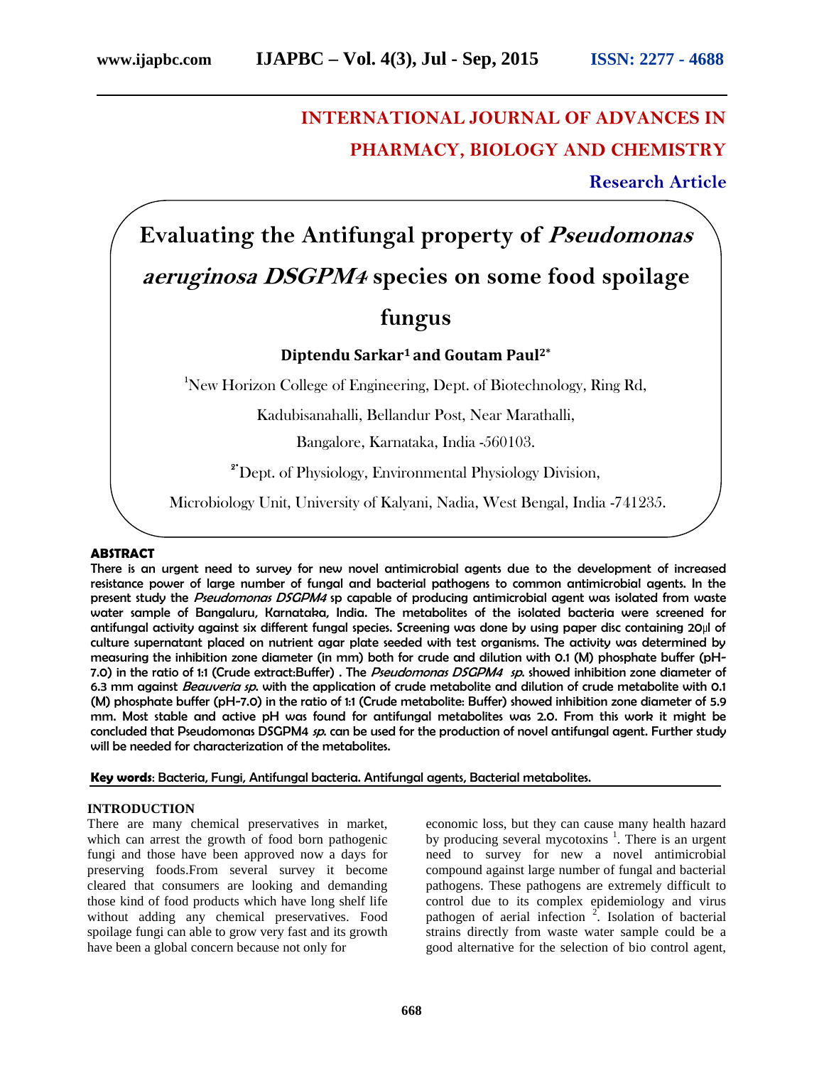# INTERNATIONAL JOURNAL OF ADVANCES IN PHARMACY, BIOLOGY AND CHEMISTRY

**Research Article**

# Evaluating the Antifungal property of *Pseudomonas aeruginosa DSGPM4* species on some food spoilage fungus

**Diptendu Sarkar[1] and Goutam Paul[2*]**

[1]New Horizon College of Engineering, Dept. of Biotechnology, Ring Rd, Kadubisanahalli, Bellandur Post, Near Marathalli, Bangalore, Karnataka, India -560103.

[2*]Dept. of Physiology, Environmental Physiology Division, Microbiology Unit, University of Kalyani, Nadia, West Bengal, India -741235.

## ABSTRACT

**There is an urgent need to survey for new novel antimicrobial agents due to the development of increased resistance power of large number of fungal and bacterial pathogens to common antimicrobial agents. In the present study the *Pseudomonas DSGPM4* sp capable of producing antimicrobial agent was isolated from waste water sample of Bangaluru, Karnataka, India. The metabolites of the isolated bacteria were screened for antifungal activity against six different fungal species. Screening was done by using paper disc containing 20μl of culture supernatant placed on nutrient agar plate seeded with test organisms. The activity was determined by measuring the inhibition zone diameter (in mm) both for crude and dilution with 0.1 (M) phosphate buffer (pH-7.0) in the ratio of 1:1 (Crude extract:Buffer) . The *Pseudomonas DSGPM4 sp.* showed inhibition zone diameter of 6.3 mm against *Beauveria sp.* with the application of crude metabolite and dilution of crude metabolite with 0.1 (M) phosphate buffer (pH-7.0) in the ratio of 1:1 (Crude metabolite: Buffer) showed inhibition zone diameter of 5.9 mm. Most stable and active pH was found for antifungal metabolites was 2.0. From this work it might be concluded that Pseudomonas DSGPM4 *sp.* can be used for the production of novel antifungal agent. Further study will be needed for characterization of the metabolites.**

**Key words**: Bacteria, Fungi, Antifungal bacteria. Antifungal agents, Bacterial metabolites.

## INTRODUCTION

There are many chemical preservatives in market, which can arrest the growth of food born pathogenic fungi and those have been approved now a days for preserving foods.From several survey it become cleared that consumers are looking and demanding those kind of food products which have long shelf life without adding any chemical preservatives. Food spoilage fungi can able to grow very fast and its growth have been a global concern because not only for economic loss, but they can cause many health hazard by producing several mycotoxins [1]. There is an urgent need to survey for new a novel antimicrobial compound against large number of fungal and bacterial pathogens. These pathogens are extremely difficult to control due to its complex epidemiology and virus pathogen of aerial infection [2]. Isolation of bacterial strains directly from waste water sample could be a good alternative for the selection of bio control agent,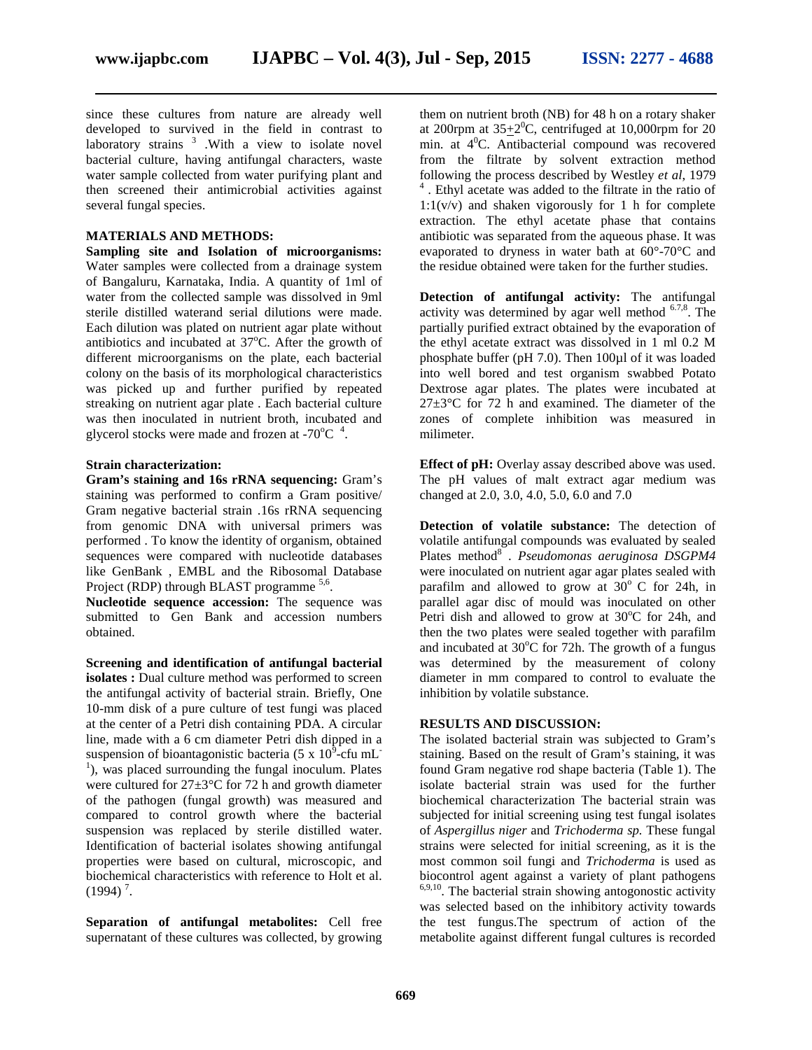since these cultures from nature are already well developed to survived in the field in contrast to laboratory strains [3] .With a view to isolate novel bacterial culture, having antifungal characters, waste water sample collected from water purifying plant and then screened their antimicrobial activities against several fungal species.

## MATERIALS AND METHODS:

**Sampling site and Isolation of microorganisms:** Water samples were collected from a drainage system of Bangaluru, Karnataka, India. A quantity of 1ml of water from the collected sample was dissolved in 9ml sterile distilled waterand serial dilutions were made. Each dilution was plated on nutrient agar plate without antibiotics and incubated at 37°C. After the growth of different microorganisms on the plate, each bacterial colony on the basis of its morphological characteristics was picked up and further purified by repeated streaking on nutrient agar plate . Each bacterial culture was then inoculated in nutrient broth, incubated and glycerol stocks were made and frozen at -70°C [4].

**Strain characterization:**

**Gram's staining and 16s rRNA sequencing:** Gram's staining was performed to confirm a Gram positive/ Gram negative bacterial strain .16s rRNA sequencing from genomic DNA with universal primers was performed . To know the identity of organism, obtained sequences were compared with nucleotide databases like GenBank , EMBL and the Ribosomal Database Project (RDP) through BLAST programme [5,6].

**Nucleotide sequence accession:** The sequence was submitted to Gen Bank and accession numbers obtained.

**Screening and identification of antifungal bacterial isolates :** Dual culture method was performed to screen the antifungal activity of bacterial strain. Briefly, One 10-mm disk of a pure culture of test fungi was placed at the center of a Petri dish containing PDA. A circular line, made with a 6 cm diameter Petri dish dipped in a suspension of bioantagonistic bacteria ($5 \times 10^9$-cfu $mL^{-1}$), was placed surrounding the fungal inoculum. Plates were cultured for 27±3°C for 72 h and growth diameter of the pathogen (fungal growth) was measured and compared to control growth where the bacterial suspension was replaced by sterile distilled water. Identification of bacterial isolates showing antifungal properties were based on cultural, microscopic, and biochemical characteristics with reference to Holt et al. (1994) [7].

**Separation of antifungal metabolites:** Cell free supernatant of these cultures was collected, by growing them on nutrient broth (NB) for 48 h on a rotary shaker at 200rpm at 35±2°C, centrifuged at 10,000rpm for 20 min. at 4°C. Antibacterial compound was recovered from the filtrate by solvent extraction method following the process described by Westley *et al,* 1979 [4] . Ethyl acetate was added to the filtrate in the ratio of 1:1(v/v) and shaken vigorously for 1 h for complete extraction. The ethyl acetate phase that contains antibiotic was separated from the aqueous phase. It was evaporated to dryness in water bath at 60°-70°C and the residue obtained were taken for the further studies.

**Detection of antifungal activity:** The antifungal activity was determined by agar well method [6,7,8]. The partially purified extract obtained by the evaporation of the ethyl acetate extract was dissolved in 1 ml 0.2 M phosphate buffer (pH 7.0). Then 100µl of it was loaded into well bored and test organism swabbed Potato Dextrose agar plates. The plates were incubated at 27±3°C for 72 h and examined. The diameter of the zones of complete inhibition was measured in milimeter.

**Effect of pH:** Overlay assay described above was used. The pH values of malt extract agar medium was changed at 2.0, 3.0, 4.0, 5.0, 6.0 and 7.0

**Detection of volatile substance:** The detection of volatile antifungal compounds was evaluated by sealed Plates method[8] . *Pseudomonas aeruginosa DSGPM4* were inoculated on nutrient agar agar plates sealed with parafilm and allowed to grow at 30° C for 24h, in parallel agar disc of mould was inoculated on other Petri dish and allowed to grow at 30°C for 24h, and then the two plates were sealed together with parafilm and incubated at 30°C for 72h. The growth of a fungus was determined by the measurement of colony diameter in mm compared to control to evaluate the inhibition by volatile substance.

## RESULTS AND DISCUSSION:

The isolated bacterial strain was subjected to Gram's staining. Based on the result of Gram's staining, it was found Gram negative rod shape bacteria (Table 1). The isolate bacterial strain was used for the further biochemical characterization The bacterial strain was subjected for initial screening using test fungal isolates of *Aspergillus niger* and *Trichoderma sp.* These fungal strains were selected for initial screening, as it is the most common soil fungi and *Trichoderma* is used as biocontrol agent against a variety of plant pathogens [6,9,10]. The bacterial strain showing antogonostic activity was selected based on the inhibitory activity towards the test fungus.The spectrum of action of the metabolite against different fungal cultures is recorded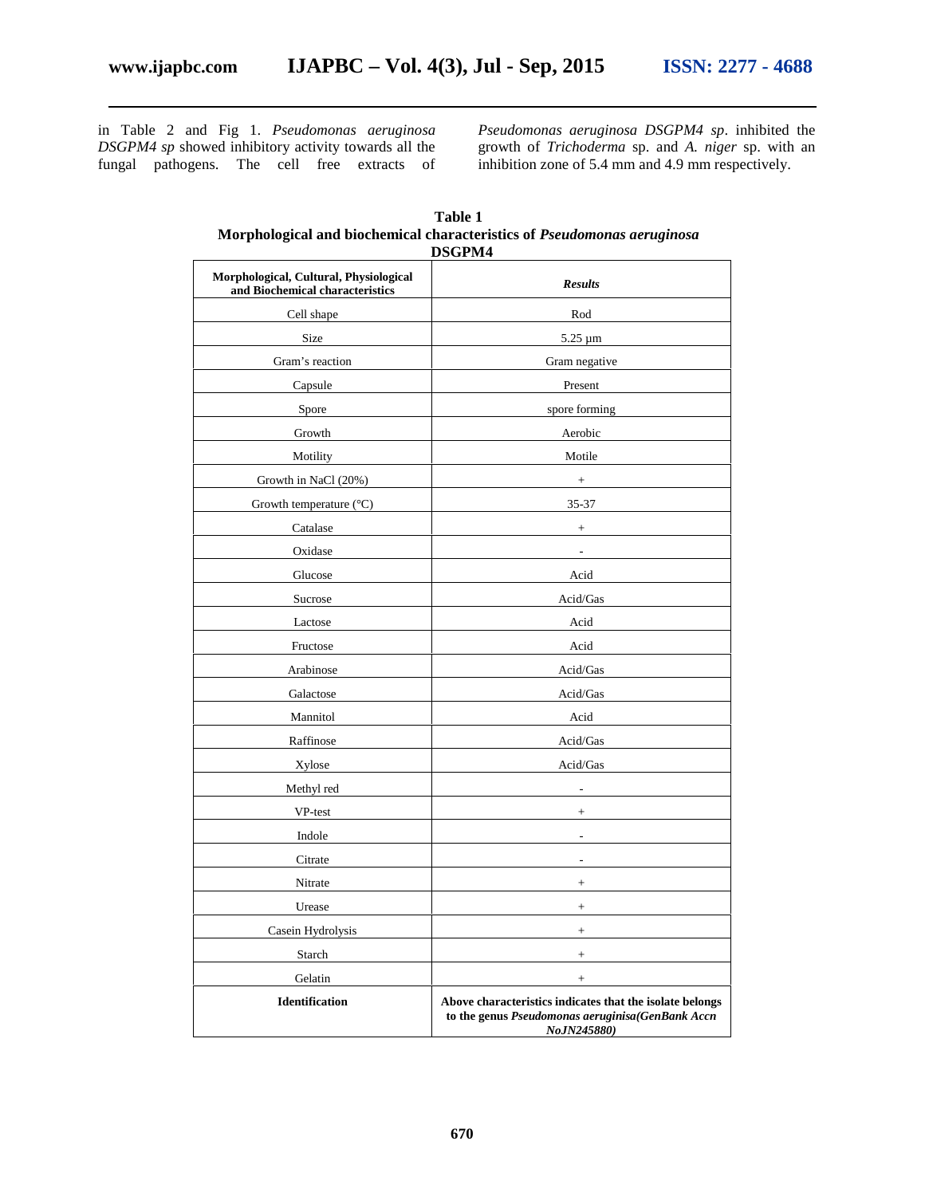in Table 2 and Fig 1. *Pseudomonas aeruginosa DSGPM4 sp* showed inhibitory activity towards all the fungal pathogens. The cell free extracts of *Pseudomonas aeruginosa DSGPM4 sp*. inhibited the growth of *Trichoderma* sp. and *A. niger* sp. with an inhibition zone of 5.4 mm and 4.9 mm respectively.

**Table 1**
**Morphological and biochemical characteristics of *Pseudomonas aeruginosa* DSGPM4**

| **Morphological, Cultural, Physiological and Biochemical characteristics** | ***Results*** |
|---|---|
| Cell shape | Rod |
| Size | 5.25 µm |
| Gram's reaction | Gram negative |
| Capsule | Present |
| Spore | spore forming |
| Growth | Aerobic |
| Motility | Motile |
| Growth in NaCl (20%) | + |
| Growth temperature (°C) | 35-37 |
| Catalase | + |
| Oxidase | - |
| Glucose | Acid |
| Sucrose | Acid/Gas |
| Lactose | Acid |
| Fructose | Acid |
| Arabinose | Acid/Gas |
| Galactose | Acid/Gas |
| Mannitol | Acid |
| Raffinose | Acid/Gas |
| Xylose | Acid/Gas |
| Methyl red | - |
| VP-test | + |
| Indole | - |
| Citrate | - |
| Nitrate | + |
| Urease | + |
| Casein Hydrolysis | + |
| Starch | + |
| Gelatin | + |
| **Identification** | **Above characteristics indicates that the isolate belongs to the genus *Pseudomonas aeruginisa(GenBank Accn NoJN245880)*** |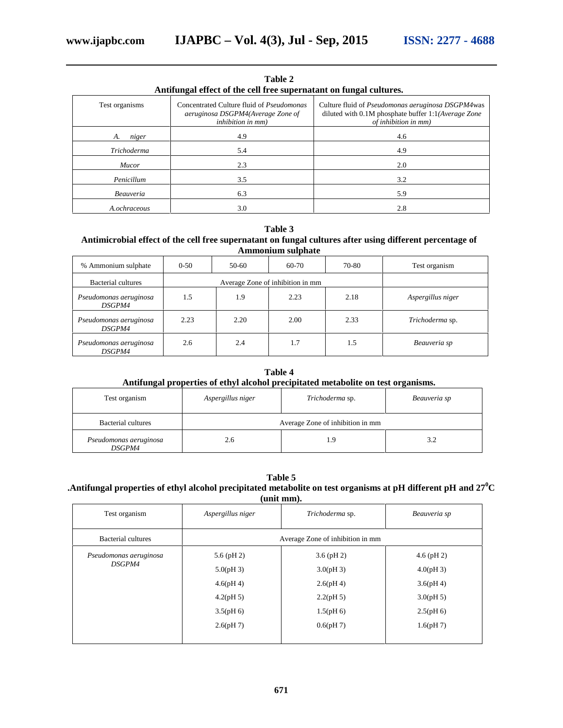**Table 2**
**Antifungal effect of the cell free supernatant on fungal cultures.**

| Test organisms | Concentrated Culture fluid of *Pseudomonas aeruginosa DSGPM4(Average Zone of inhibition in mm)* | Culture fluid of *Pseudomonas aeruginosa DSGPM4*was diluted with 0.1M phosphate buffer 1:1*(Average Zone of inhibition in mm)* |
|---|---|---|
| *A. niger* | 4.9 | 4.6 |
| *Trichoderma* | 5.4 | 4.9 |
| *Mucor* | 2.3 | 2.0 |
| *Penicillum* | 3.5 | 3.2 |
| *Beauveria* | 6.3 | 5.9 |
| *A.ochraceous* | 3.0 | 2.8 |

**Table 3**
**Antimicrobial effect of the cell free supernatant on fungal cultures after using different percentage of Ammonium sulphate**

| % Ammonium sulphate | 0-50 | 50-60 | 60-70 | 70-80 | Test organism |
|---|---|---|---|---|---|
| Bacterial cultures | Average Zone of inhibition in mm | | | | |
| *Pseudomonas aeruginosa DSGPM4* | 1.5 | 1.9 | 2.23 | 2.18 | *Aspergillus niger* |
| *Pseudomonas aeruginosa DSGPM4* | 2.23 | 2.20 | 2.00 | 2.33 | *Trichoderma* sp. |
| *Pseudomonas aeruginosa DSGPM4* | 2.6 | 2.4 | 1.7 | 1.5 | *Beauveria sp* |

**Table 4**
**Antifungal properties of ethyl alcohol precipitated metabolite on test organisms.**

| Test organism | *Aspergillus niger* | *Trichoderma* sp. | *Beauveria sp* |
|---|---|---|---|
| Bacterial cultures | Average Zone of inhibition in mm | | |
| *Pseudomonas aeruginosa DSGPM4* | 2.6 | 1.9 | 3.2 |

**Table 5**
**.Antifungal properties of ethyl alcohol precipitated metabolite on test organisms at pH different pH and 27$^0$C (unit mm).**

| Test organism | *Aspergillus niger* | *Trichoderma* sp. | *Beauveria sp* |
|---|---|---|---|
| Bacterial cultures | Average Zone of inhibition in mm | | |
| *Pseudomonas aeruginosa DSGPM4* | 5.6 (pH 2)<br>5.0(pH 3)<br>4.6(pH 4)<br>4.2(pH 5)<br>3.5(pH 6)<br>2.6(pH 7) | 3.6 (pH 2)<br>3.0(pH 3)<br>2.6(pH 4)<br>2.2(pH 5)<br>1.5(pH 6)<br>0.6(pH 7) | 4.6 (pH 2)<br>4.0(pH 3)<br>3.6(pH 4)<br>3.0(pH 5)<br>2.5(pH 6)<br>1.6(pH 7) |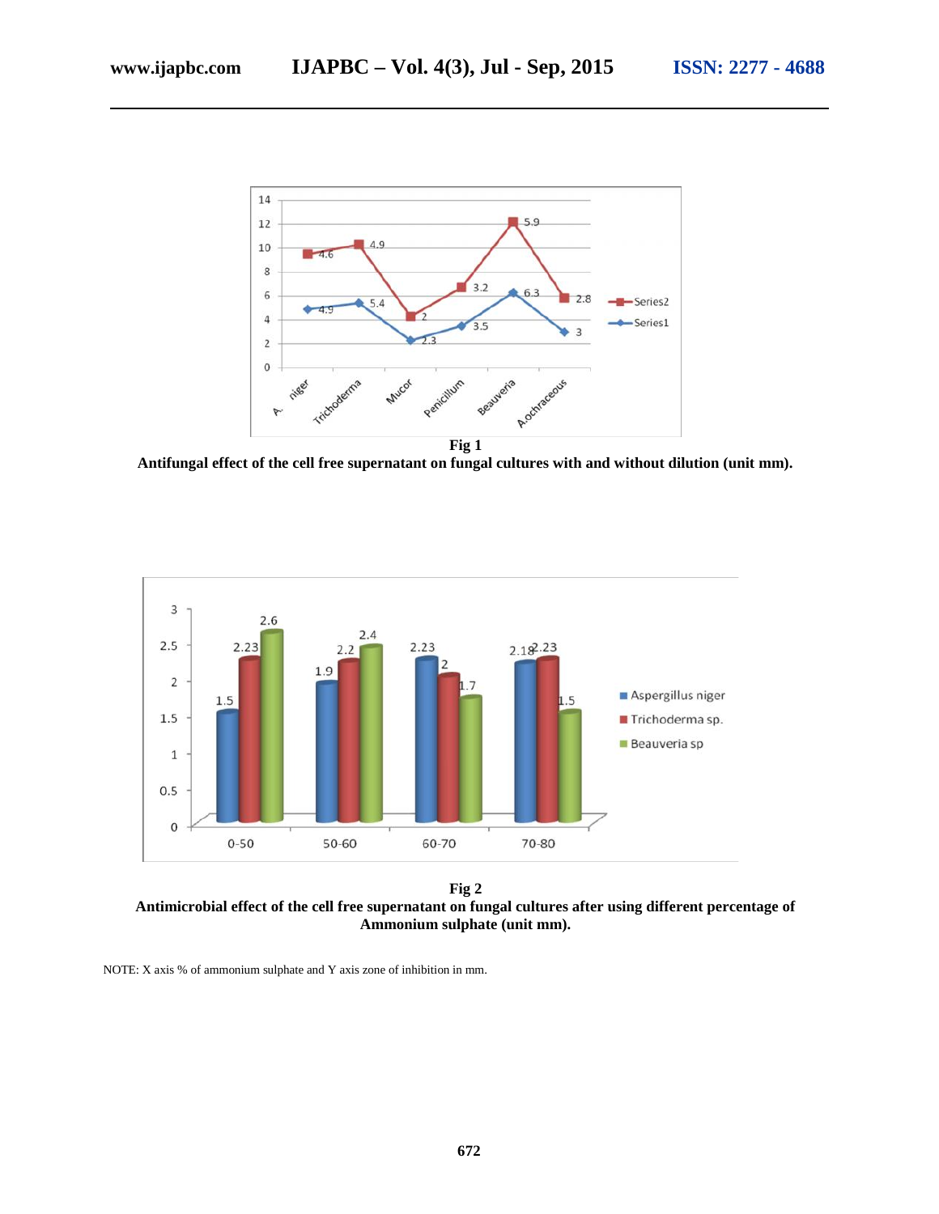**Fig 1**

**Antifungal effect of the cell free supernatant on fungal cultures with and without dilution (unit mm).**

**Fig 2**

**Antimicrobial effect of the cell free supernatant on fungal cultures after using different percentage of Ammonium sulphate (unit mm).**

NOTE: X axis % of ammonium sulphate and Y axis zone of inhibition in mm.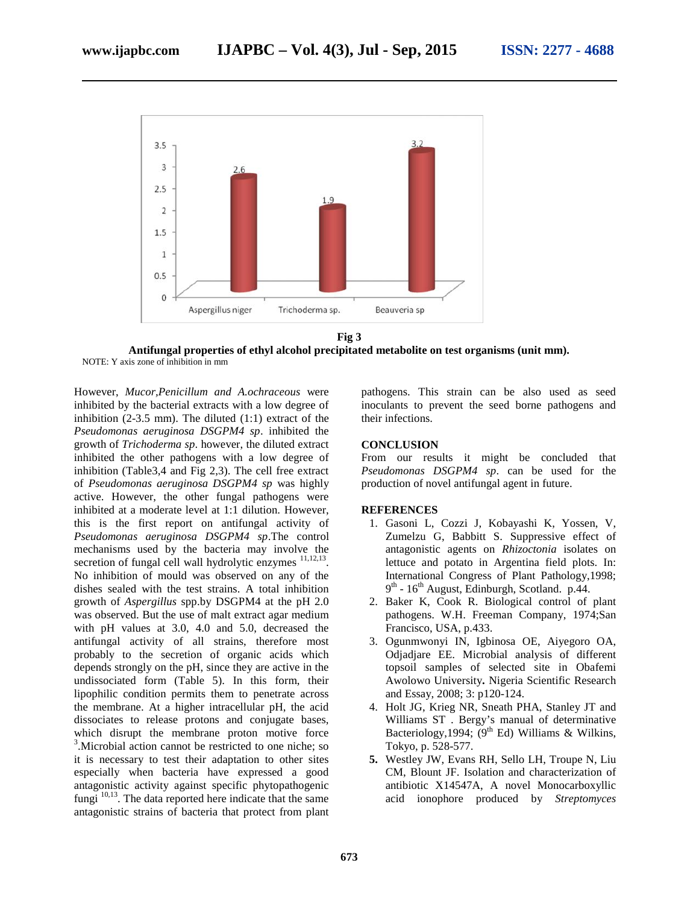Fig 3

**Antifungal properties of ethyl alcohol precipitated metabolite on test organisms (unit mm).**

NOTE: Y axis zone of inhibition in mm

However, *Mucor,Penicillum and A.ochraceous* were inhibited by the bacterial extracts with a low degree of inhibition (2-3.5 mm). The diluted (1:1) extract of the *Pseudomonas aeruginosa DSGPM4 sp*. inhibited the growth of *Trichoderma sp*. however, the diluted extract inhibited the other pathogens with a low degree of inhibition (Table3,4 and Fig 2,3). The cell free extract of *Pseudomonas aeruginosa DSGPM4 sp* was highly active. However, the other fungal pathogens were inhibited at a moderate level at 1:1 dilution. However, this is the first report on antifungal activity of *Pseudomonas aeruginosa DSGPM4 sp*.The control mechanisms used by the bacteria may involve the secretion of fungal cell wall hydrolytic enzymes [11,12,13]. No inhibition of mould was observed on any of the dishes sealed with the test strains. A total inhibition growth of *Aspergillus* spp.by DSGPM4 at the pH 2.0 was observed. But the use of malt extract agar medium with pH values at 3.0, 4.0 and 5.0, decreased the antifungal activity of all strains, therefore most probably to the secretion of organic acids which depends strongly on the pH, since they are active in the undissociated form (Table 5). In this form, their lipophilic condition permits them to penetrate across the membrane. At a higher intracellular pH, the acid dissociates to release protons and conjugate bases, which disrupt the membrane proton motive force [3].Microbial action cannot be restricted to one niche; so it is necessary to test their adaptation to other sites especially when bacteria have expressed a good antagonistic activity against specific phytopathogenic fungi [10,13]. The data reported here indicate that the same antagonistic strains of bacteria that protect from plant pathogens. This strain can be also used as seed inoculants to prevent the seed borne pathogens and their infections.

## CONCLUSION

From our results it might be concluded that *Pseudomonas DSGPM4 sp*. can be used for the production of novel antifungal agent in future.

## REFERENCES

1. Gasoni L, Cozzi J, Kobayashi K, Yossen, V, Zumelzu G, Babbitt S. Suppressive effect of antagonistic agents on *Rhizoctonia* isolates on lettuce and potato in Argentina field plots. In: International Congress of Plant Pathology,1998; 9th - 16th August, Edinburgh, Scotland. p.44.
2. Baker K, Cook R. Biological control of plant pathogens. W.H. Freeman Company, 1974;San Francisco, USA, p.433.
3. Ogunmwonyi IN, Igbinosa OE, Aiyegoro OA, Odjadjare EE. Microbial analysis of different topsoil samples of selected site in Obafemi Awolowo University**.** Nigeria Scientific Research and Essay, 2008; 3: p120-124.
4. Holt JG, Krieg NR, Sneath PHA, Stanley JT and Williams ST . Bergy's manual of determinative Bacteriology,1994; (9th Ed) Williams & Wilkins, Tokyo, p. 528-577.
5. Westley JW, Evans RH, Sello LH, Troupe N, Liu CM, Blount JF. Isolation and characterization of antibiotic X14547A, A novel Monocarboxyllic acid ionophore produced by *Streptomyces*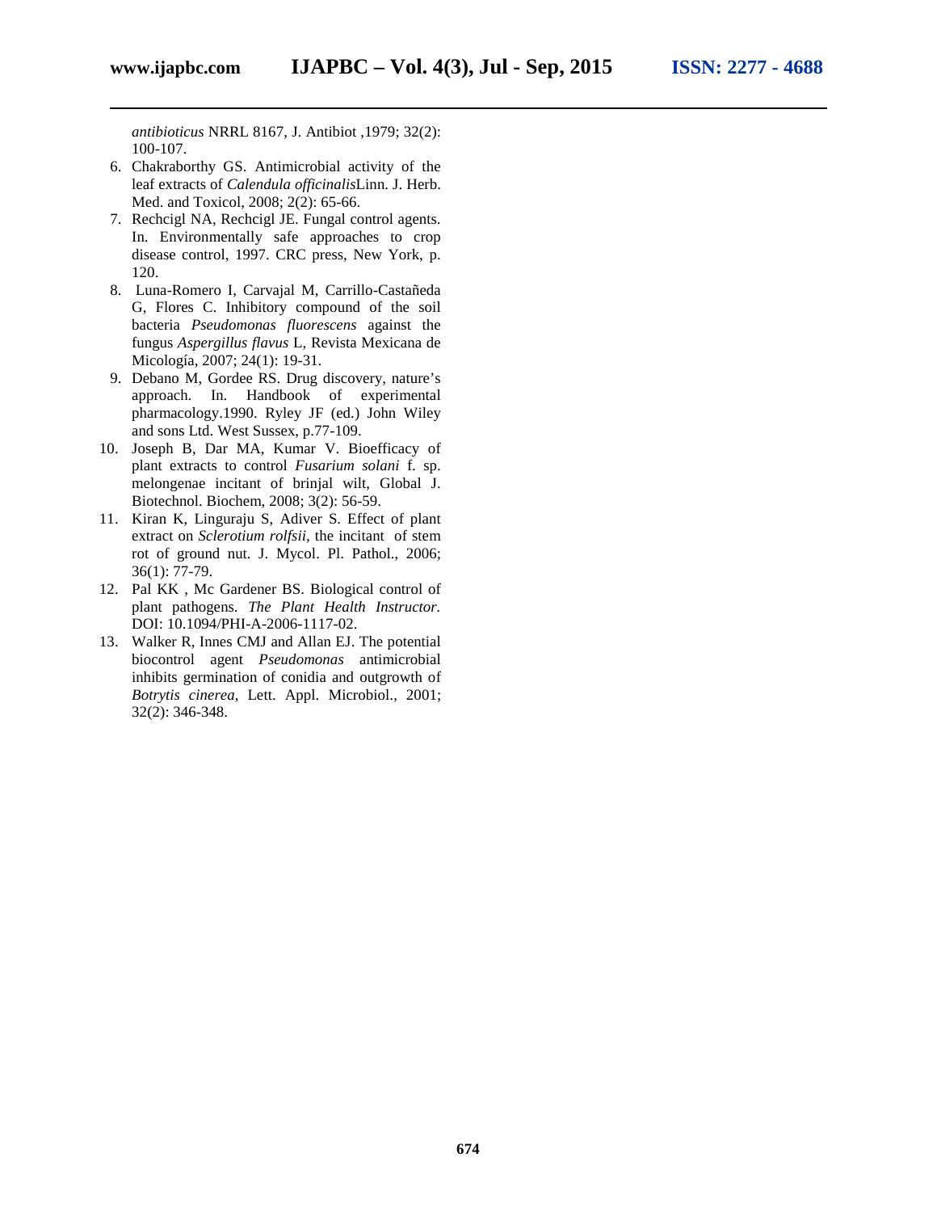*antibioticus* NRRL 8167, J. Antibiot ,1979; 32(2): 100-107.

6. Chakraborthy GS. Antimicrobial activity of the leaf extracts of *Calendula officinalis*Linn. J. Herb. Med. and Toxicol, 2008; 2(2): 65-66.
7. Rechcigl NA, Rechcigl JE. Fungal control agents. In. Environmentally safe approaches to crop disease control, 1997. CRC press, New York, p. 120.
8. Luna-Romero I, Carvajal M, Carrillo-Castañeda G, Flores C. Inhibitory compound of the soil bacteria *Pseudomonas fluorescens* against the fungus *Aspergillus flavus* L, Revista Mexicana de Micología, 2007; 24(1): 19-31.
9. Debano M, Gordee RS. Drug discovery, nature's approach. In. Handbook of experimental pharmacology.1990. Ryley JF (ed.) John Wiley and sons Ltd. West Sussex, p.77-109.
10. Joseph B, Dar MA, Kumar V. Bioefficacy of plant extracts to control *Fusarium solani* f. sp. melongenae incitant of brinjal wilt, Global J. Biotechnol. Biochem, 2008; 3(2): 56-59.
11. Kiran K, Linguraju S, Adiver S. Effect of plant extract on *Sclerotium rolfsii*, the incitant of stem rot of ground nut. J. Mycol. Pl. Pathol., 2006; 36(1): 77-79.
12. Pal KK , Mc Gardener BS. Biological control of plant pathogens. *The Plant Health Instructor*. DOI: 10.1094/PHI-A-2006-1117-02.
13. Walker R, Innes CMJ and Allan EJ. The potential biocontrol agent *Pseudomonas* antimicrobial inhibits germination of conidia and outgrowth of *Botrytis cinerea*, Lett. Appl. Microbiol., 2001; 32(2): 346-348.